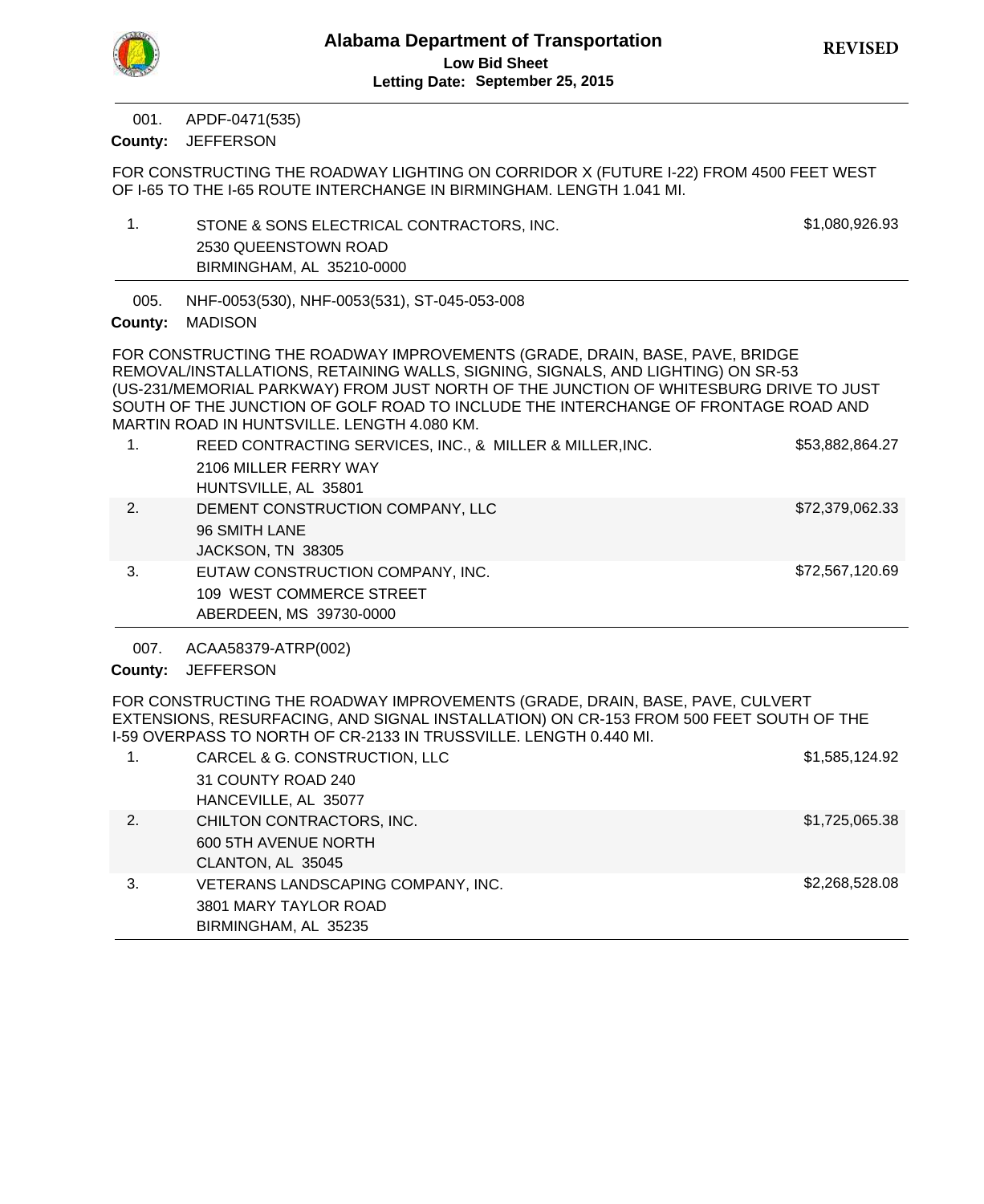# Alabama Department of Transportation

**Low Bid Sheet**

**Letting Date: September 25, 2015**

**REVISED**

---

001. APDF-0471(535)

**County:** JEFFERSON

FOR CONSTRUCTING THE ROADWAY LIGHTING ON CORRIDOR X (FUTURE I-22) FROM 4500 FEET WEST OF I-65 TO THE I-65 ROUTE INTERCHANGE IN BIRMINGHAM. LENGTH 1.041 MI.

| | Bidder | Amount |
|---|---|---|
| 1. | STONE & SONS ELECTRICAL CONTRACTORS, INC.<br>2530 QUEENSTOWN ROAD<br>BIRMINGHAM, AL 35210-0000 | $1,080,926.93 |

---

005. NHF-0053(530), NHF-0053(531), ST-045-053-008

**County:** MADISON

FOR CONSTRUCTING THE ROADWAY IMPROVEMENTS (GRADE, DRAIN, BASE, PAVE, BRIDGE REMOVAL/INSTALLATIONS, RETAINING WALLS, SIGNING, SIGNALS, AND LIGHTING) ON SR-53 (US-231/MEMORIAL PARKWAY) FROM JUST NORTH OF THE JUNCTION OF WHITESBURG DRIVE TO JUST SOUTH OF THE JUNCTION OF GOLF ROAD TO INCLUDE THE INTERCHANGE OF FRONTAGE ROAD AND MARTIN ROAD IN HUNTSVILLE. LENGTH 4.080 KM.

| | Bidder | Amount |
|---|---|---|
| 1. | REED CONTRACTING SERVICES, INC., & MILLER & MILLER,INC.<br>2106 MILLER FERRY WAY<br>HUNTSVILLE, AL 35801 | $53,882,864.27 |
| 2. | DEMENT CONSTRUCTION COMPANY, LLC<br>96 SMITH LANE<br>JACKSON, TN 38305 | $72,379,062.33 |
| 3. | EUTAW CONSTRUCTION COMPANY, INC.<br>109 WEST COMMERCE STREET<br>ABERDEEN, MS 39730-0000 | $72,567,120.69 |

---

007. ACAA58379-ATRP(002)

**County:** JEFFERSON

FOR CONSTRUCTING THE ROADWAY IMPROVEMENTS (GRADE, DRAIN, BASE, PAVE, CULVERT EXTENSIONS, RESURFACING, AND SIGNAL INSTALLATION) ON CR-153 FROM 500 FEET SOUTH OF THE I-59 OVERPASS TO NORTH OF CR-2133 IN TRUSSVILLE. LENGTH 0.440 MI.

| | Bidder | Amount |
|---|---|---|
| 1. | CARCEL & G. CONSTRUCTION, LLC<br>31 COUNTY ROAD 240<br>HANCEVILLE, AL 35077 | $1,585,124.92 |
| 2. | CHILTON CONTRACTORS, INC.<br>600 5TH AVENUE NORTH<br>CLANTON, AL 35045 | $1,725,065.38 |
| 3. | VETERANS LANDSCAPING COMPANY, INC.<br>3801 MARY TAYLOR ROAD<br>BIRMINGHAM, AL 35235 | $2,268,528.08 |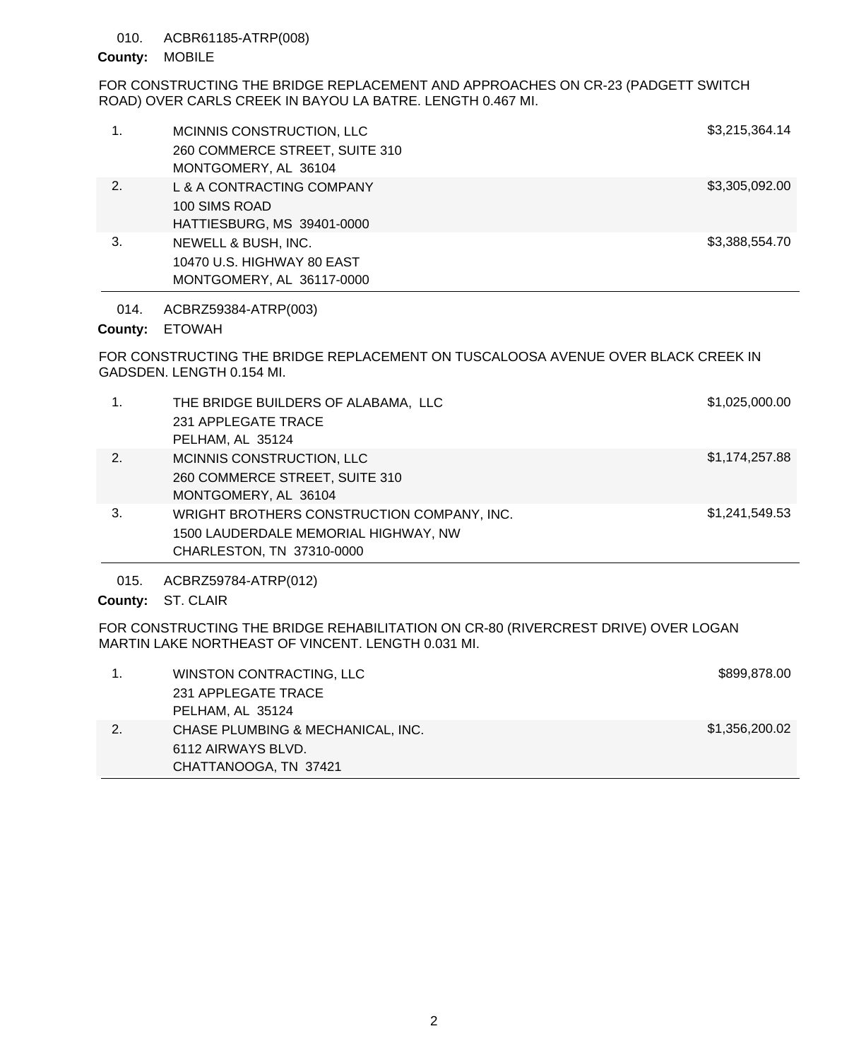010. ACBR61185-ATRP(008)

**County:** MOBILE

FOR CONSTRUCTING THE BRIDGE REPLACEMENT AND APPROACHES ON CR-23 (PADGETT SWITCH ROAD) OVER CARLS CREEK IN BAYOU LA BATRE. LENGTH 0.467 MI.

| | Bidder | Amount |
|---|---|---|
| 1. | MCINNIS CONSTRUCTION, LLC<br>260 COMMERCE STREET, SUITE 310<br>MONTGOMERY, AL 36104 | $3,215,364.14 |
| 2. | L & A CONTRACTING COMPANY<br>100 SIMS ROAD<br>HATTIESBURG, MS 39401-0000 | $3,305,092.00 |
| 3. | NEWELL & BUSH, INC.<br>10470 U.S. HIGHWAY 80 EAST<br>MONTGOMERY, AL 36117-0000 | $3,388,554.70 |

014. ACBRZ59384-ATRP(003)

**County:** ETOWAH

FOR CONSTRUCTING THE BRIDGE REPLACEMENT ON TUSCALOOSA AVENUE OVER BLACK CREEK IN GADSDEN. LENGTH 0.154 MI.

| | Bidder | Amount |
|---|---|---|
| 1. | THE BRIDGE BUILDERS OF ALABAMA, LLC<br>231 APPLEGATE TRACE<br>PELHAM, AL 35124 | $1,025,000.00 |
| 2. | MCINNIS CONSTRUCTION, LLC<br>260 COMMERCE STREET, SUITE 310<br>MONTGOMERY, AL 36104 | $1,174,257.88 |
| 3. | WRIGHT BROTHERS CONSTRUCTION COMPANY, INC.<br>1500 LAUDERDALE MEMORIAL HIGHWAY, NW<br>CHARLESTON, TN 37310-0000 | $1,241,549.53 |

015. ACBRZ59784-ATRP(012)

**County:** ST. CLAIR

FOR CONSTRUCTING THE BRIDGE REHABILITATION ON CR-80 (RIVERCREST DRIVE) OVER LOGAN MARTIN LAKE NORTHEAST OF VINCENT. LENGTH 0.031 MI.

| | Bidder | Amount |
|---|---|---|
| 1. | WINSTON CONTRACTING, LLC<br>231 APPLEGATE TRACE<br>PELHAM, AL 35124 | $899,878.00 |
| 2. | CHASE PLUMBING & MECHANICAL, INC.<br>6112 AIRWAYS BLVD.<br>CHATTANOOGA, TN 37421 | $1,356,200.02 |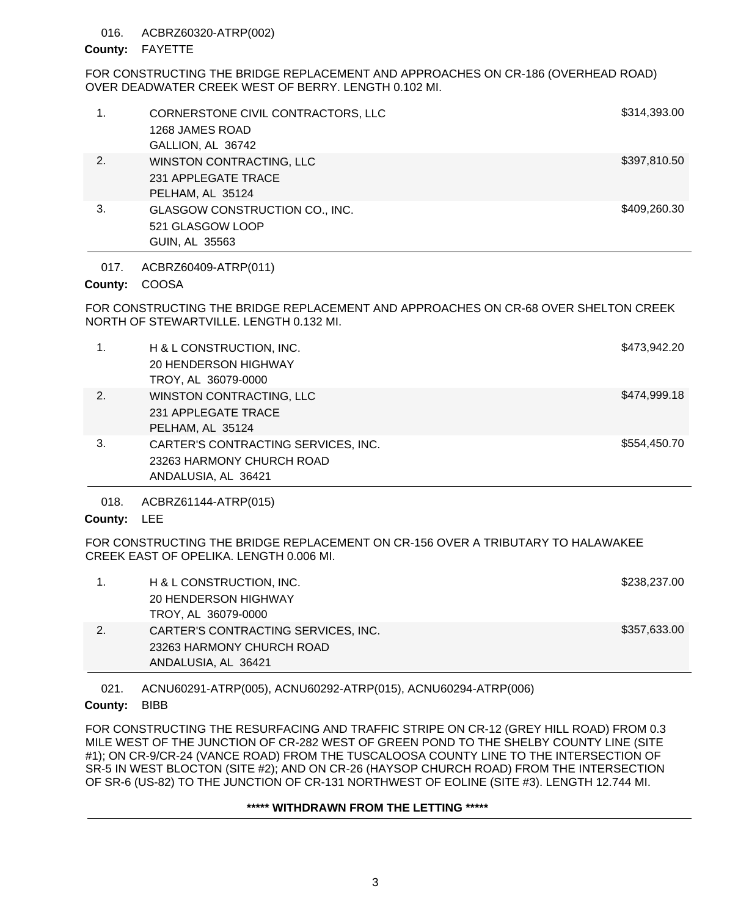016. ACBRZ60320-ATRP(002)

**County:** FAYETTE

FOR CONSTRUCTING THE BRIDGE REPLACEMENT AND APPROACHES ON CR-186 (OVERHEAD ROAD) OVER DEADWATER CREEK WEST OF BERRY. LENGTH 0.102 MI.

| | | |
|---|---|---|
| 1. | CORNERSTONE CIVIL CONTRACTORS, LLC<br>1268 JAMES ROAD<br>GALLION, AL 36742 | $314,393.00 |
| 2. | WINSTON CONTRACTING, LLC<br>231 APPLEGATE TRACE<br>PELHAM, AL 35124 | $397,810.50 |
| 3. | GLASGOW CONSTRUCTION CO., INC.<br>521 GLASGOW LOOP<br>GUIN, AL 35563 | $409,260.30 |

017. ACBRZ60409-ATRP(011)

**County:** COOSA

FOR CONSTRUCTING THE BRIDGE REPLACEMENT AND APPROACHES ON CR-68 OVER SHELTON CREEK NORTH OF STEWARTVILLE. LENGTH 0.132 MI.

| | | |
|---|---|---|
| 1. | H & L CONSTRUCTION, INC.<br>20 HENDERSON HIGHWAY<br>TROY, AL 36079-0000 | $473,942.20 |
| 2. | WINSTON CONTRACTING, LLC<br>231 APPLEGATE TRACE<br>PELHAM, AL 35124 | $474,999.18 |
| 3. | CARTER'S CONTRACTING SERVICES, INC.<br>23263 HARMONY CHURCH ROAD<br>ANDALUSIA, AL 36421 | $554,450.70 |

018. ACBRZ61144-ATRP(015)

**County:** LEE

FOR CONSTRUCTING THE BRIDGE REPLACEMENT ON CR-156 OVER A TRIBUTARY TO HALAWAKEE CREEK EAST OF OPELIKA. LENGTH 0.006 MI.

| | | |
|---|---|---|
| 1. | H & L CONSTRUCTION, INC.<br>20 HENDERSON HIGHWAY<br>TROY, AL 36079-0000 | $238,237.00 |
| 2. | CARTER'S CONTRACTING SERVICES, INC.<br>23263 HARMONY CHURCH ROAD<br>ANDALUSIA, AL 36421 | $357,633.00 |

021. ACNU60291-ATRP(005), ACNU60292-ATRP(015), ACNU60294-ATRP(006)

**County:** BIBB

FOR CONSTRUCTING THE RESURFACING AND TRAFFIC STRIPE ON CR-12 (GREY HILL ROAD) FROM 0.3 MILE WEST OF THE JUNCTION OF CR-282 WEST OF GREEN POND TO THE SHELBY COUNTY LINE (SITE #1); ON CR-9/CR-24 (VANCE ROAD) FROM THE TUSCALOOSA COUNTY LINE TO THE INTERSECTION OF SR-5 IN WEST BLOCTON (SITE #2); AND ON CR-26 (HAYSOP CHURCH ROAD) FROM THE INTERSECTION OF SR-6 (US-82) TO THE JUNCTION OF CR-131 NORTHWEST OF EOLINE (SITE #3). LENGTH 12.744 MI.

**\*\*\*\*\* WITHDRAWN FROM THE LETTING \*\*\*\*\***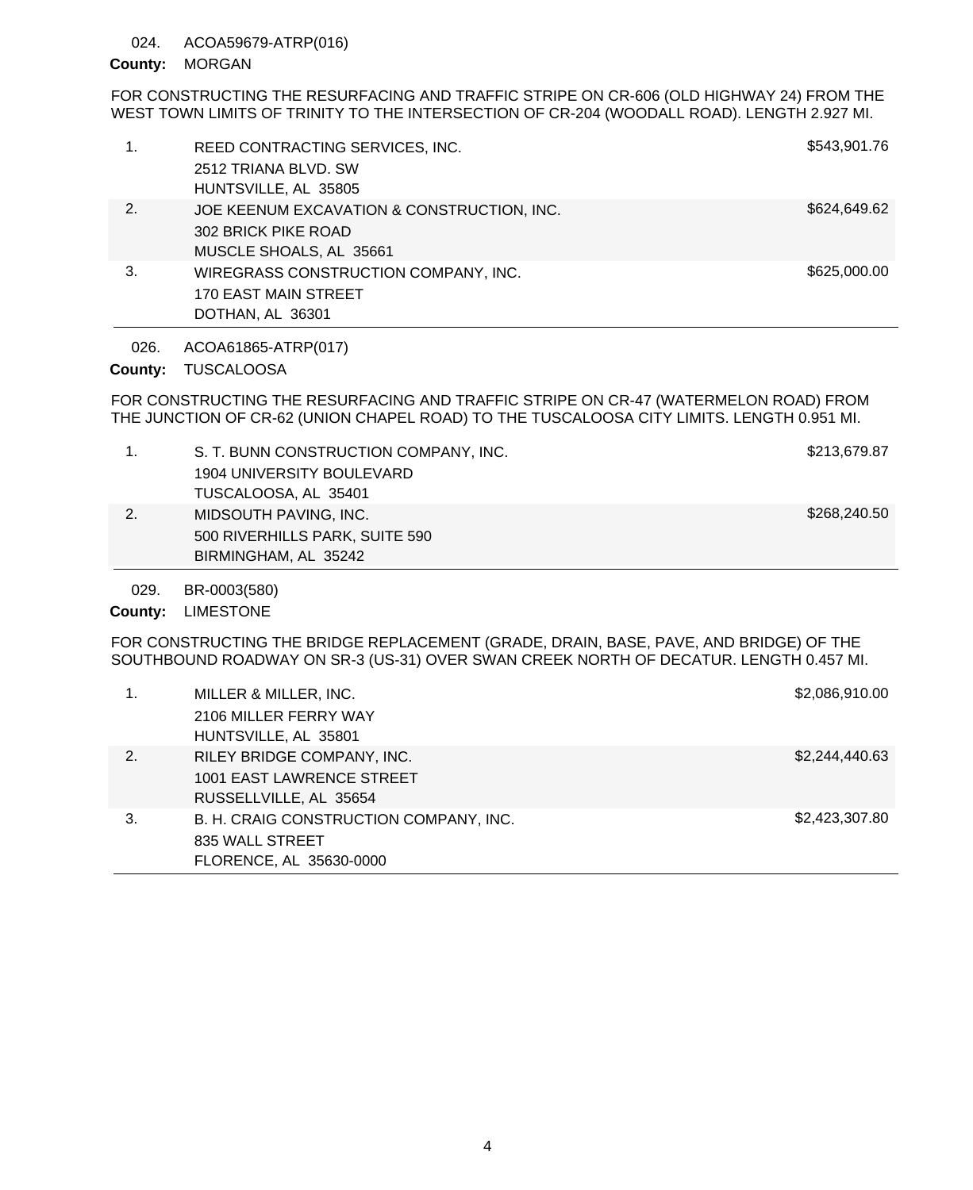024. ACOA59679-ATRP(016)

**County:** MORGAN

FOR CONSTRUCTING THE RESURFACING AND TRAFFIC STRIPE ON CR-606 (OLD HIGHWAY 24) FROM THE WEST TOWN LIMITS OF TRINITY TO THE INTERSECTION OF CR-204 (WOODALL ROAD). LENGTH 2.927 MI.

| | Bidder | Amount |
|---|---|---|
| 1. | REED CONTRACTING SERVICES, INC.<br>2512 TRIANA BLVD. SW<br>HUNTSVILLE, AL 35805 | $543,901.76 |
| 2. | JOE KEENUM EXCAVATION & CONSTRUCTION, INC.<br>302 BRICK PIKE ROAD<br>MUSCLE SHOALS, AL 35661 | $624,649.62 |
| 3. | WIREGRASS CONSTRUCTION COMPANY, INC.<br>170 EAST MAIN STREET<br>DOTHAN, AL 36301 | $625,000.00 |

026. ACOA61865-ATRP(017)

**County:** TUSCALOOSA

FOR CONSTRUCTING THE RESURFACING AND TRAFFIC STRIPE ON CR-47 (WATERMELON ROAD) FROM THE JUNCTION OF CR-62 (UNION CHAPEL ROAD) TO THE TUSCALOOSA CITY LIMITS. LENGTH 0.951 MI.

| | Bidder | Amount |
|---|---|---|
| 1. | S. T. BUNN CONSTRUCTION COMPANY, INC.<br>1904 UNIVERSITY BOULEVARD<br>TUSCALOOSA, AL 35401 | $213,679.87 |
| 2. | MIDSOUTH PAVING, INC.<br>500 RIVERHILLS PARK, SUITE 590<br>BIRMINGHAM, AL 35242 | $268,240.50 |

029. BR-0003(580)

**County:** LIMESTONE

FOR CONSTRUCTING THE BRIDGE REPLACEMENT (GRADE, DRAIN, BASE, PAVE, AND BRIDGE) OF THE SOUTHBOUND ROADWAY ON SR-3 (US-31) OVER SWAN CREEK NORTH OF DECATUR. LENGTH 0.457 MI.

| | Bidder | Amount |
|---|---|---|
| 1. | MILLER & MILLER, INC.<br>2106 MILLER FERRY WAY<br>HUNTSVILLE, AL 35801 | $2,086,910.00 |
| 2. | RILEY BRIDGE COMPANY, INC.<br>1001 EAST LAWRENCE STREET<br>RUSSELLVILLE, AL 35654 | $2,244,440.63 |
| 3. | B. H. CRAIG CONSTRUCTION COMPANY, INC.<br>835 WALL STREET<br>FLORENCE, AL 35630-0000 | $2,423,307.80 |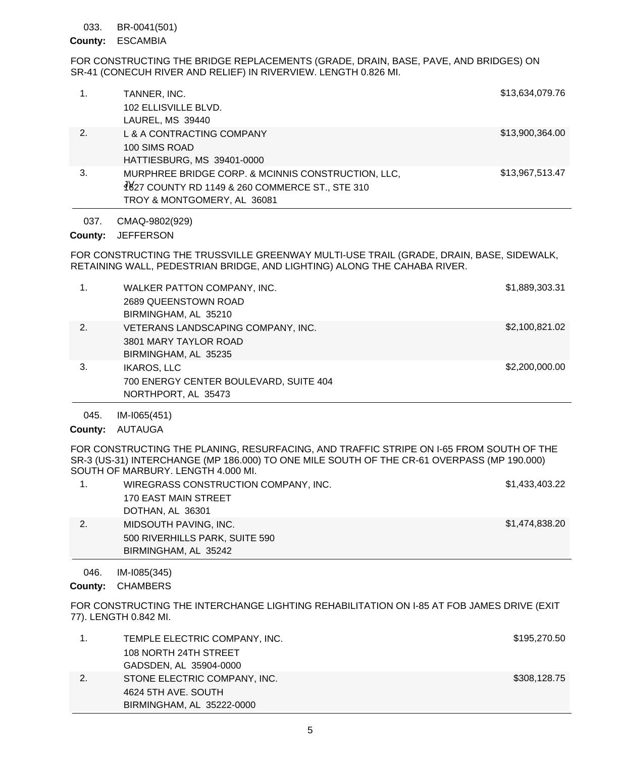033. BR-0041(501)

**County:** ESCAMBIA

FOR CONSTRUCTING THE BRIDGE REPLACEMENTS (GRADE, DRAIN, BASE, PAVE, AND BRIDGES) ON SR-41 (CONECUH RIVER AND RELIEF) IN RIVERVIEW. LENGTH 0.826 MI.

| | Bidder | Amount |
|---|---|---|
| 1. | TANNER, INC.<br>102 ELLISVILLE BLVD.<br>LAUREL, MS 39440 | $13,634,079.76 |
| 2. | L & A CONTRACTING COMPANY<br>100 SIMS ROAD<br>HATTIESBURG, MS 39401-0000 | $13,900,364.00 |
| 3. | MURPHREE BRIDGE CORP. & MCINNIS CONSTRUCTION, LLC, JV<br>1627 COUNTY RD 1149 & 260 COMMERCE ST., STE 310<br>TROY & MONTGOMERY, AL 36081 | $13,967,513.47 |

037. CMAQ-9802(929)

**County:** JEFFERSON

FOR CONSTRUCTING THE TRUSSVILLE GREENWAY MULTI-USE TRAIL (GRADE, DRAIN, BASE, SIDEWALK, RETAINING WALL, PEDESTRIAN BRIDGE, AND LIGHTING) ALONG THE CAHABA RIVER.

| | Bidder | Amount |
|---|---|---|
| 1. | WALKER PATTON COMPANY, INC.<br>2689 QUEENSTOWN ROAD<br>BIRMINGHAM, AL 35210 | $1,889,303.31 |
| 2. | VETERANS LANDSCAPING COMPANY, INC.<br>3801 MARY TAYLOR ROAD<br>BIRMINGHAM, AL 35235 | $2,100,821.02 |
| 3. | IKAROS, LLC<br>700 ENERGY CENTER BOULEVARD, SUITE 404<br>NORTHPORT, AL 35473 | $2,200,000.00 |

045. IM-I065(451)

**County:** AUTAUGA

FOR CONSTRUCTING THE PLANING, RESURFACING, AND TRAFFIC STRIPE ON I-65 FROM SOUTH OF THE SR-3 (US-31) INTERCHANGE (MP 186.000) TO ONE MILE SOUTH OF THE CR-61 OVERPASS (MP 190.000) SOUTH OF MARBURY. LENGTH 4.000 MI.

| | Bidder | Amount |
|---|---|---|
| 1. | WIREGRASS CONSTRUCTION COMPANY, INC.<br>170 EAST MAIN STREET<br>DOTHAN, AL 36301 | $1,433,403.22 |
| 2. | MIDSOUTH PAVING, INC.<br>500 RIVERHILLS PARK, SUITE 590<br>BIRMINGHAM, AL 35242 | $1,474,838.20 |

046. IM-I085(345)

**County:** CHAMBERS

FOR CONSTRUCTING THE INTERCHANGE LIGHTING REHABILITATION ON I-85 AT FOB JAMES DRIVE (EXIT 77). LENGTH 0.842 MI.

| | Bidder | Amount |
|---|---|---|
| 1. | TEMPLE ELECTRIC COMPANY, INC.<br>108 NORTH 24TH STREET<br>GADSDEN, AL 35904-0000 | $195,270.50 |
| 2. | STONE ELECTRIC COMPANY, INC.<br>4624 5TH AVE. SOUTH<br>BIRMINGHAM, AL 35222-0000 | $308,128.75 |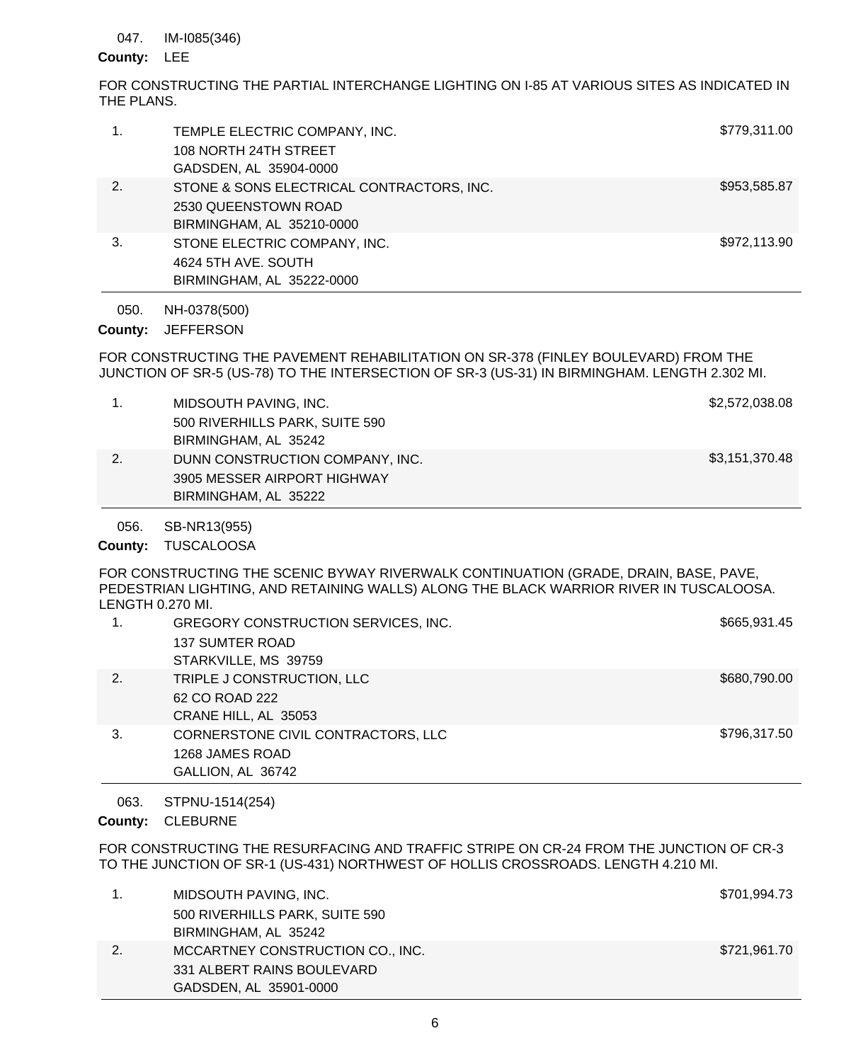047. IM-I085(346)

**County:** LEE

FOR CONSTRUCTING THE PARTIAL INTERCHANGE LIGHTING ON I-85 AT VARIOUS SITES AS INDICATED IN THE PLANS.

| | | |
|---|---|---|
| 1. | TEMPLE ELECTRIC COMPANY, INC.<br>108 NORTH 24TH STREET<br>GADSDEN, AL 35904-0000 | $779,311.00 |
| 2. | STONE & SONS ELECTRICAL CONTRACTORS, INC.<br>2530 QUEENSTOWN ROAD<br>BIRMINGHAM, AL 35210-0000 | $953,585.87 |
| 3. | STONE ELECTRIC COMPANY, INC.<br>4624 5TH AVE. SOUTH<br>BIRMINGHAM, AL 35222-0000 | $972,113.90 |

050. NH-0378(500)

**County:** JEFFERSON

FOR CONSTRUCTING THE PAVEMENT REHABILITATION ON SR-378 (FINLEY BOULEVARD) FROM THE JUNCTION OF SR-5 (US-78) TO THE INTERSECTION OF SR-3 (US-31) IN BIRMINGHAM. LENGTH 2.302 MI.

| | | |
|---|---|---|
| 1. | MIDSOUTH PAVING, INC.<br>500 RIVERHILLS PARK, SUITE 590<br>BIRMINGHAM, AL 35242 | $2,572,038.08 |
| 2. | DUNN CONSTRUCTION COMPANY, INC.<br>3905 MESSER AIRPORT HIGHWAY<br>BIRMINGHAM, AL 35222 | $3,151,370.48 |

056. SB-NR13(955)

**County:** TUSCALOOSA

FOR CONSTRUCTING THE SCENIC BYWAY RIVERWALK CONTINUATION (GRADE, DRAIN, BASE, PAVE, PEDESTRIAN LIGHTING, AND RETAINING WALLS) ALONG THE BLACK WARRIOR RIVER IN TUSCALOOSA. LENGTH 0.270 MI.

| | | |
|---|---|---|
| 1. | GREGORY CONSTRUCTION SERVICES, INC.<br>137 SUMTER ROAD<br>STARKVILLE, MS 39759 | $665,931.45 |
| 2. | TRIPLE J CONSTRUCTION, LLC<br>62 CO ROAD 222<br>CRANE HILL, AL 35053 | $680,790.00 |
| 3. | CORNERSTONE CIVIL CONTRACTORS, LLC<br>1268 JAMES ROAD<br>GALLION, AL 36742 | $796,317.50 |

063. STPNU-1514(254)

**County:** CLEBURNE

FOR CONSTRUCTING THE RESURFACING AND TRAFFIC STRIPE ON CR-24 FROM THE JUNCTION OF CR-3 TO THE JUNCTION OF SR-1 (US-431) NORTHWEST OF HOLLIS CROSSROADS. LENGTH 4.210 MI.

| | | |
|---|---|---|
| 1. | MIDSOUTH PAVING, INC.<br>500 RIVERHILLS PARK, SUITE 590<br>BIRMINGHAM, AL 35242 | $701,994.73 |
| 2. | MCCARTNEY CONSTRUCTION CO., INC.<br>331 ALBERT RAINS BOULEVARD<br>GADSDEN, AL 35901-0000 | $721,961.70 |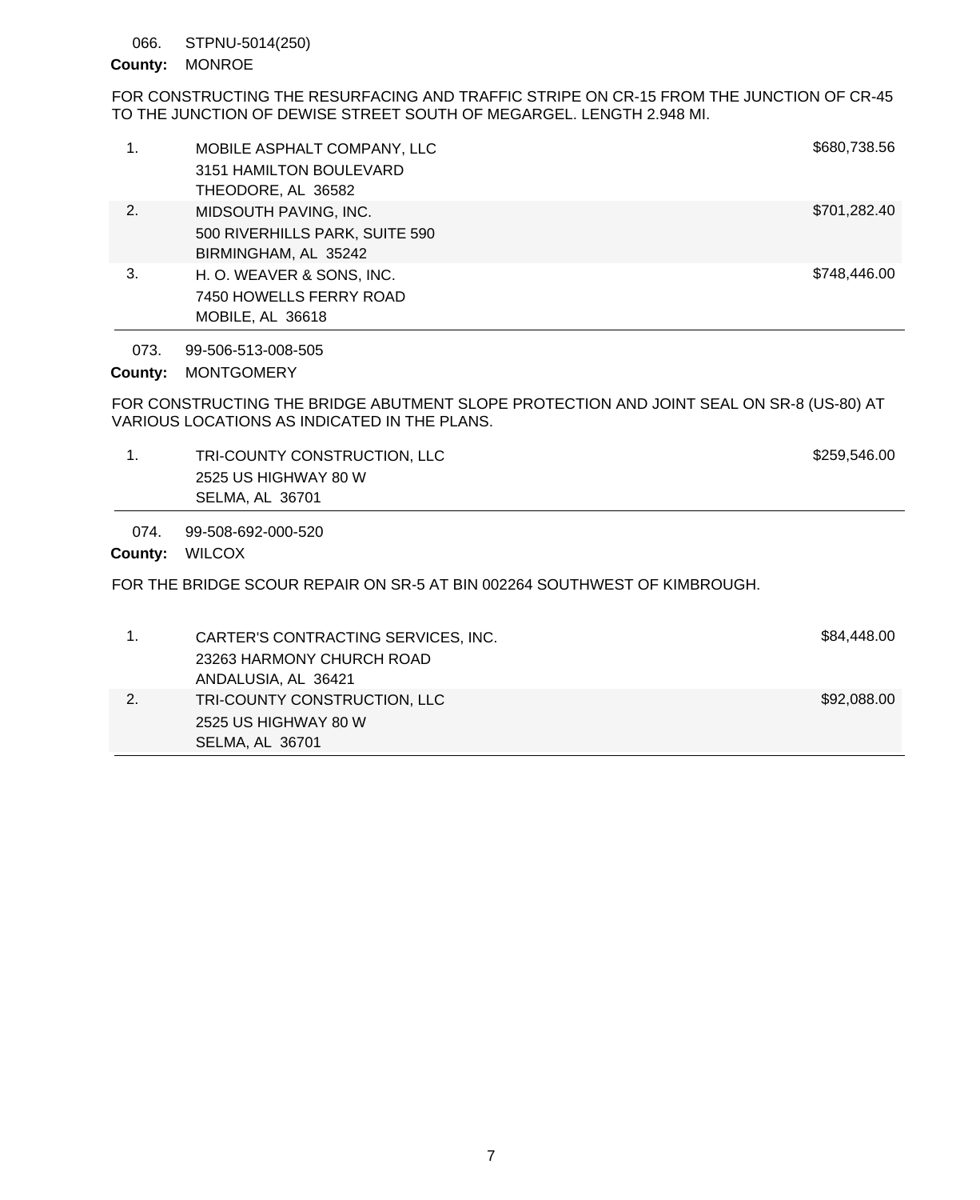066. STPNU-5014(250)

**County:** MONROE

FOR CONSTRUCTING THE RESURFACING AND TRAFFIC STRIPE ON CR-15 FROM THE JUNCTION OF CR-45 TO THE JUNCTION OF DEWISE STREET SOUTH OF MEGARGEL. LENGTH 2.948 MI.

| | | |
|---|---|---|
| 1. | MOBILE ASPHALT COMPANY, LLC<br>3151 HAMILTON BOULEVARD<br>THEODORE, AL 36582 | $680,738.56 |
| 2. | MIDSOUTH PAVING, INC.<br>500 RIVERHILLS PARK, SUITE 590<br>BIRMINGHAM, AL 35242 | $701,282.40 |
| 3. | H. O. WEAVER & SONS, INC.<br>7450 HOWELLS FERRY ROAD<br>MOBILE, AL 36618 | $748,446.00 |

073. 99-506-513-008-505

**County:** MONTGOMERY

FOR CONSTRUCTING THE BRIDGE ABUTMENT SLOPE PROTECTION AND JOINT SEAL ON SR-8 (US-80) AT VARIOUS LOCATIONS AS INDICATED IN THE PLANS.

| | | |
|---|---|---|
| 1. | TRI-COUNTY CONSTRUCTION, LLC<br>2525 US HIGHWAY 80 W<br>SELMA, AL 36701 | $259,546.00 |

074. 99-508-692-000-520

**County:** WILCOX

FOR THE BRIDGE SCOUR REPAIR ON SR-5 AT BIN 002264 SOUTHWEST OF KIMBROUGH.

| | | |
|---|---|---|
| 1. | CARTER'S CONTRACTING SERVICES, INC.<br>23263 HARMONY CHURCH ROAD<br>ANDALUSIA, AL 36421 | $84,448.00 |
| 2. | TRI-COUNTY CONSTRUCTION, LLC<br>2525 US HIGHWAY 80 W<br>SELMA, AL 36701 | $92,088.00 |